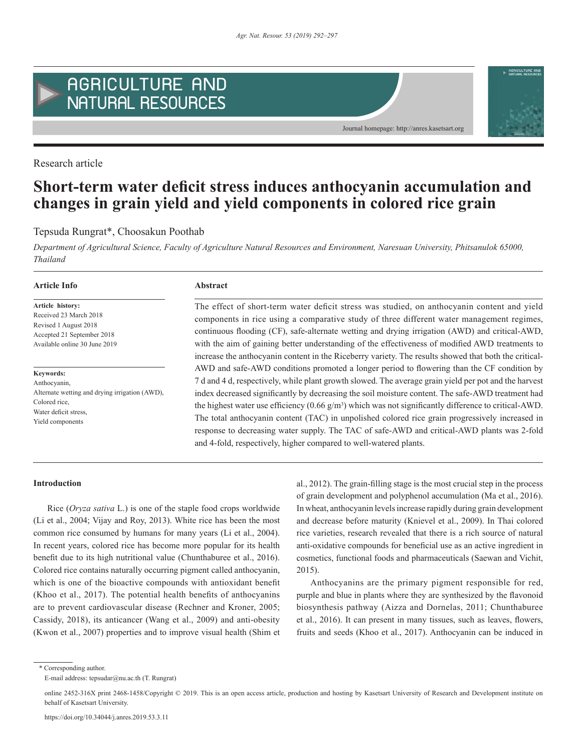Research article

# Short-term water deficit stress induces anthocyanin accumulation and changes in grain yield and yield components in colored rice grain

Tepsuda Rungrat*, Choosakun Poothab

*Department of Agricultural Science, Faculty of Agriculture Natural Resources and Environment, Naresuan University, Phitsanulok 65000, Thailand*

### Article Info

**Article history:**
Received 23 March 2018
Revised 1 August 2018
Accepted 21 September 2018
Available online 30 June 2019

**Keywords:**
Anthocyanin,
Alternate wetting and drying irrigation (AWD),
Colored rice,
Water deficit stress,
Yield components

### Abstract

The effect of short-term water deficit stress was studied, on anthocyanin content and yield components in rice using a comparative study of three different water management regimes, continuous flooding (CF), safe-alternate wetting and drying irrigation (AWD) and critical-AWD, with the aim of gaining better understanding of the effectiveness of modified AWD treatments to increase the anthocyanin content in the Riceberry variety. The results showed that both the critical-AWD and safe-AWD conditions promoted a longer period to flowering than the CF condition by 7 d and 4 d, respectively, while plant growth slowed. The average grain yield per pot and the harvest index decreased significantly by decreasing the soil moisture content. The safe-AWD treatment had the highest water use efficiency (0.66 g/m$^3$) which was not significantly difference to critical-AWD. The total anthocyanin content (TAC) in unpolished colored rice grain progressively increased in response to decreasing water supply. The TAC of safe-AWD and critical-AWD plants was 2-fold and 4-fold, respectively, higher compared to well-watered plants.

## Introduction

Rice (*Oryza sativa* L.) is one of the staple food crops worldwide (Li et al., 2004; Vijay and Roy, 2013). White rice has been the most common rice consumed by humans for many years (Li et al., 2004). In recent years, colored rice has become more popular for its health benefit due to its high nutritional value (Chunthaburee et al., 2016). Colored rice contains naturally occurring pigment called anthocyanin, which is one of the bioactive compounds with antioxidant benefit (Khoo et al., 2017). The potential health benefits of anthocyanins are to prevent cardiovascular disease (Rechner and Kroner, 2005; Cassidy, 2018), its anticancer (Wang et al., 2009) and anti-obesity (Kwon et al., 2007) properties and to improve visual health (Shim et al., 2012). The grain-filling stage is the most crucial step in the process of grain development and polyphenol accumulation (Ma et al., 2016). In wheat, anthocyanin levels increase rapidly during grain development and decrease before maturity (Knievel et al., 2009). In Thai colored rice varieties, research revealed that there is a rich source of natural anti-oxidative compounds for beneficial use as an active ingredient in cosmetics, functional foods and pharmaceuticals (Saewan and Vichit, 2015).

Anthocyanins are the primary pigment responsible for red, purple and blue in plants where they are synthesized by the flavonoid biosynthesis pathway (Aizza and Dornelas, 2011; Chunthaburee et al., 2016). It can present in many tissues, such as leaves, flowers, fruits and seeds (Khoo et al., 2017). Anthocyanin can be induced in

\* Corresponding author.
E-mail address: tepsudar@nu.ac.th (T. Rungrat)

online 2452-316X print 2468-1458/Copyright © 2019. This is an open access article, production and hosting by Kasetsart University of Research and Development institute on behalf of Kasetsart University.

https://doi.org/10.34044/j.anres.2019.53.3.11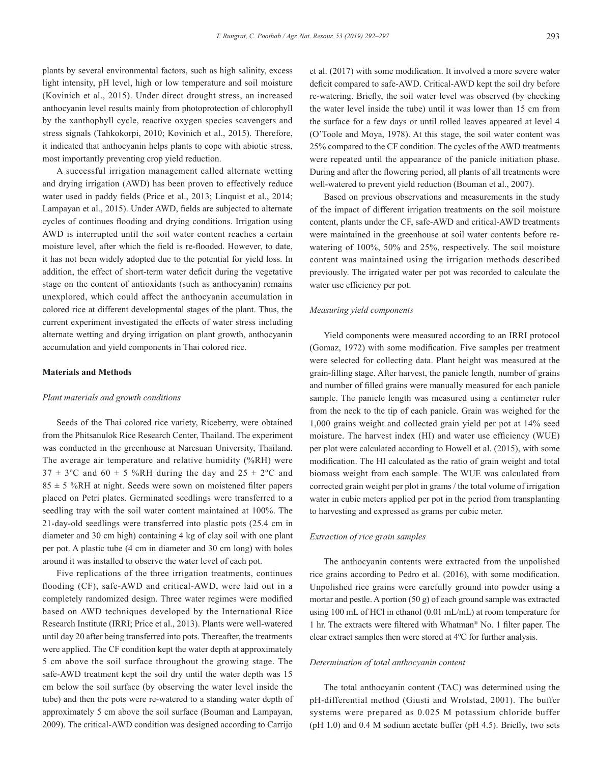plants by several environmental factors, such as high salinity, excess light intensity, pH level, high or low temperature and soil moisture (Kovinich et al., 2015). Under direct drought stress, an increased anthocyanin level results mainly from photoprotection of chlorophyll by the xanthophyll cycle, reactive oxygen species scavengers and stress signals (Tahkokorpi, 2010; Kovinich et al., 2015). Therefore, it indicated that anthocyanin helps plants to cope with abiotic stress, most importantly preventing crop yield reduction.

A successful irrigation management called alternate wetting and drying irrigation (AWD) has been proven to effectively reduce water used in paddy fields (Price et al., 2013; Linquist et al., 2014; Lampayan et al., 2015). Under AWD, fields are subjected to alternate cycles of continues flooding and drying conditions. Irrigation using AWD is interrupted until the soil water content reaches a certain moisture level, after which the field is re-flooded. However, to date, it has not been widely adopted due to the potential for yield loss. In addition, the effect of short-term water deficit during the vegetative stage on the content of antioxidants (such as anthocyanin) remains unexplored, which could affect the anthocyanin accumulation in colored rice at different developmental stages of the plant. Thus, the current experiment investigated the effects of water stress including alternate wetting and drying irrigation on plant growth, anthocyanin accumulation and yield components in Thai colored rice.

## Materials and Methods

### *Plant materials and growth conditions*

Seeds of the Thai colored rice variety, Riceberry, were obtained from the Phitsanulok Rice Research Center, Thailand. The experiment was conducted in the greenhouse at Naresuan University, Thailand. The average air temperature and relative humidity (%RH) were $37 \pm 3$ºC and $60 \pm 5$ %RH during the day and $25 \pm 2$ºC and $85 \pm 5$ %RH at night. Seeds were sown on moistened filter papers placed on Petri plates. Germinated seedlings were transferred to a seedling tray with the soil water content maintained at 100%. The 21-day-old seedlings were transferred into plastic pots (25.4 cm in diameter and 30 cm high) containing 4 kg of clay soil with one plant per pot. A plastic tube (4 cm in diameter and 30 cm long) with holes around it was installed to observe the water level of each pot.

Five replications of the three irrigation treatments, continues flooding (CF), safe-AWD and critical-AWD, were laid out in a completely randomized design. Three water regimes were modified based on AWD techniques developed by the International Rice Research Institute (IRRI; Price et al., 2013). Plants were well-watered until day 20 after being transferred into pots. Thereafter, the treatments were applied. The CF condition kept the water depth at approximately 5 cm above the soil surface throughout the growing stage. The safe-AWD treatment kept the soil dry until the water depth was 15 cm below the soil surface (by observing the water level inside the tube) and then the pots were re-watered to a standing water depth of approximately 5 cm above the soil surface (Bouman and Lampayan, 2009). The critical-AWD condition was designed according to Carrijo et al. (2017) with some modification. It involved a more severe water deficit compared to safe-AWD. Critical-AWD kept the soil dry before re-watering. Briefly, the soil water level was observed (by checking the water level inside the tube) until it was lower than 15 cm from the surface for a few days or until rolled leaves appeared at level 4 (O'Toole and Moya, 1978). At this stage, the soil water content was 25% compared to the CF condition. The cycles of the AWD treatments were repeated until the appearance of the panicle initiation phase. During and after the flowering period, all plants of all treatments were well-watered to prevent yield reduction (Bouman et al., 2007).

Based on previous observations and measurements in the study of the impact of different irrigation treatments on the soil moisture content, plants under the CF, safe-AWD and critical-AWD treatments were maintained in the greenhouse at soil water contents before re-watering of 100%, 50% and 25%, respectively. The soil moisture content was maintained using the irrigation methods described previously. The irrigated water per pot was recorded to calculate the water use efficiency per pot.

### *Measuring yield components*

Yield components were measured according to an IRRI protocol (Gomaz, 1972) with some modification. Five samples per treatment were selected for collecting data. Plant height was measured at the grain-filling stage. After harvest, the panicle length, number of grains and number of filled grains were manually measured for each panicle sample. The panicle length was measured using a centimeter ruler from the neck to the tip of each panicle. Grain was weighed for the 1,000 grains weight and collected grain yield per pot at 14% seed moisture. The harvest index (HI) and water use efficiency (WUE) per plot were calculated according to Howell et al. (2015), with some modification. The HI calculated as the ratio of grain weight and total biomass weight from each sample. The WUE was calculated from corrected grain weight per plot in grams / the total volume of irrigation water in cubic meters applied per pot in the period from transplanting to harvesting and expressed as grams per cubic meter.

### *Extraction of rice grain samples*

The anthocyanin contents were extracted from the unpolished rice grains according to Pedro et al. (2016), with some modification. Unpolished rice grains were carefully ground into powder using a mortar and pestle. A portion (50 g) of each ground sample was extracted using 100 mL of HCl in ethanol (0.01 mL/mL) at room temperature for 1 hr. The extracts were filtered with Whatman® No. 1 filter paper. The clear extract samples then were stored at 4ºC for further analysis.

### *Determination of total anthocyanin content*

The total anthocyanin content (TAC) was determined using the pH-differential method (Giusti and Wrolstad, 2001). The buffer systems were prepared as 0.025 M potassium chloride buffer (pH 1.0) and 0.4 M sodium acetate buffer (pH 4.5). Briefly, two sets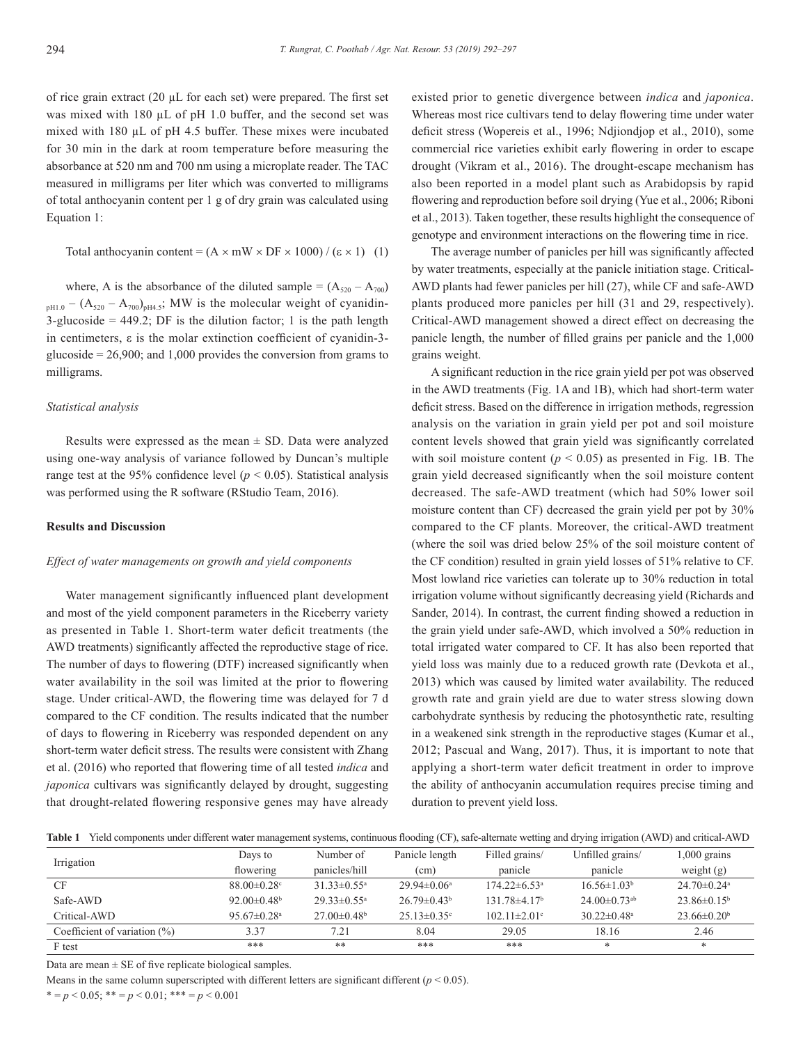of rice grain extract (20 µL for each set) were prepared. The first set was mixed with 180 µL of pH 1.0 buffer, and the second set was mixed with 180 µL of pH 4.5 buffer. These mixes were incubated for 30 min in the dark at room temperature before measuring the absorbance at 520 nm and 700 nm using a microplate reader. The TAC measured in milligrams per liter which was converted to milligrams of total anthocyanin content per 1 g of dry grain was calculated using Equation 1:

$$\text{Total anthocyanin content} = (A \times mW \times DF \times 1000) / (\varepsilon \times 1) \quad (1)$$

where, A is the absorbance of the diluted sample = $(A_{520} - A_{700})_{pH1.0} - (A_{520} - A_{700})_{pH4.5}$; MW is the molecular weight of cyanidin-3-glucoside = 449.2; DF is the dilution factor; 1 is the path length in centimeters, ε is the molar extinction coefficient of cyanidin-3-glucoside = 26,900; and 1,000 provides the conversion from grams to milligrams.

*Statistical analysis*

Results were expressed as the mean ± SD. Data were analyzed using one-way analysis of variance followed by Duncan's multiple range test at the 95% confidence level ($p < 0.05$). Statistical analysis was performed using the R software (RStudio Team, 2016).

## Results and Discussion

*Effect of water managements on growth and yield components*

Water management significantly influenced plant development and most of the yield component parameters in the Riceberry variety as presented in Table 1. Short-term water deficit treatments (the AWD treatments) significantly affected the reproductive stage of rice. The number of days to flowering (DTF) increased significantly when water availability in the soil was limited at the prior to flowering stage. Under critical-AWD, the flowering time was delayed for 7 d compared to the CF condition. The results indicated that the number of days to flowering in Riceberry was responded dependent on any short-term water deficit stress. The results were consistent with Zhang et al. (2016) who reported that flowering time of all tested *indica* and *japonica* cultivars was significantly delayed by drought, suggesting that drought-related flowering responsive genes may have already existed prior to genetic divergence between *indica* and *japonica*. Whereas most rice cultivars tend to delay flowering time under water deficit stress (Wopereis et al., 1996; Ndjiondjop et al., 2010), some commercial rice varieties exhibit early flowering in order to escape drought (Vikram et al., 2016). The drought-escape mechanism has also been reported in a model plant such as Arabidopsis by rapid flowering and reproduction before soil drying (Yue et al., 2006; Riboni et al., 2013). Taken together, these results highlight the consequence of genotype and environment interactions on the flowering time in rice.

The average number of panicles per hill was significantly affected by water treatments, especially at the panicle initiation stage. Critical-AWD plants had fewer panicles per hill (27), while CF and safe-AWD plants produced more panicles per hill (31 and 29, respectively). Critical-AWD management showed a direct effect on decreasing the panicle length, the number of filled grains per panicle and the 1,000 grains weight.

A significant reduction in the rice grain yield per pot was observed in the AWD treatments (Fig. 1A and 1B), which had short-term water deficit stress. Based on the difference in irrigation methods, regression analysis on the variation in grain yield per pot and soil moisture content levels showed that grain yield was significantly correlated with soil moisture content ($p < 0.05$) as presented in Fig. 1B. The grain yield decreased significantly when the soil moisture content decreased. The safe-AWD treatment (which had 50% lower soil moisture content than CF) decreased the grain yield per pot by 30% compared to the CF plants. Moreover, the critical-AWD treatment (where the soil was dried below 25% of the soil moisture content of the CF condition) resulted in grain yield losses of 51% relative to CF. Most lowland rice varieties can tolerate up to 30% reduction in total irrigation volume without significantly decreasing yield (Richards and Sander, 2014). In contrast, the current finding showed a reduction in the grain yield under safe-AWD, which involved a 50% reduction in total irrigated water compared to CF. It has also been reported that yield loss was mainly due to a reduced growth rate (Devkota et al., 2013) which was caused by limited water availability. The reduced growth rate and grain yield are due to water stress slowing down carbohydrate synthesis by reducing the photosynthetic rate, resulting in a weakened sink strength in the reproductive stages (Kumar et al., 2012; Pascual and Wang, 2017). Thus, it is important to note that applying a short-term water deficit treatment in order to improve the ability of anthocyanin accumulation requires precise timing and duration to prevent yield loss.

**Table 1** Yield components under different water management systems, continuous flooding (CF), safe-alternate wetting and drying irrigation (AWD) and critical-AWD

| Irrigation | Days to flowering | Number of panicles/hill | Panicle length (cm) | Filled grains/ panicle | Unfilled grains/ panicle | 1,000 grains weight (g) |
|---|---|---|---|---|---|---|
| CF | 88.00±0.28[c] | 31.33±0.55[a] | 29.94±0.06[a] | 174.22±6.53[a] | 16.56±1.03[b] | 24.70±0.24[a] |
| Safe-AWD | 92.00±0.48[b] | 29.33±0.55[a] | 26.79±0.43[b] | 131.78±4.17[b] | 24.00±0.73[ab] | 23.86±0.15[b] |
| Critical-AWD | 95.67±0.28[a] | 27.00±0.48[b] | 25.13±0.35[c] | 102.11±2.01[c] | 30.22±0.48[a] | 23.66±0.20[b] |
| Coefficient of variation (%) | 3.37 | 7.21 | 8.04 | 29.05 | 18.16 | 2.46 |
| F test | *** | ** | *** | *** | * | * |

Data are mean ± SE of five replicate biological samples.

Means in the same column superscripted with different letters are significant different ($p < 0.05$).

* = $p < 0.05$; ** = $p < 0.01$; *** = $p < 0.001$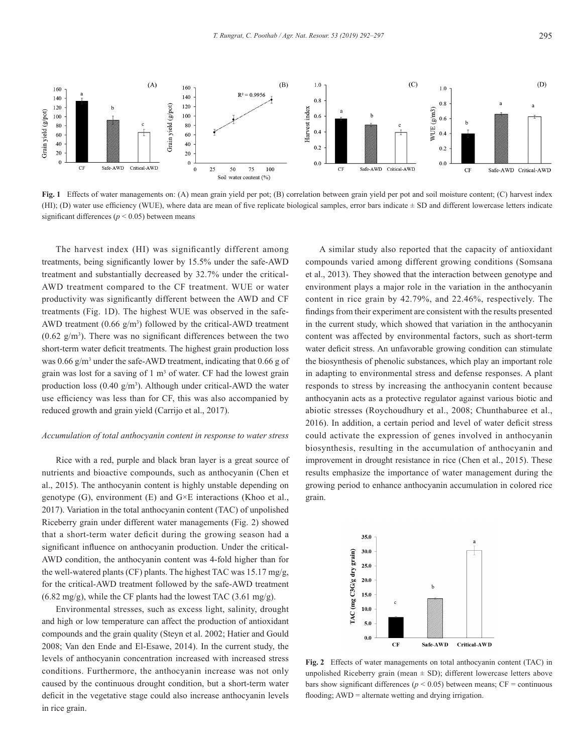Fig. 1 Effects of water managements on: (A) mean grain yield per pot; (B) correlation between grain yield per pot and soil moisture content; (C) harvest index (HI); (D) water use efficiency (WUE), where data are mean of five replicate biological samples, error bars indicate ± SD and different lowercase letters indicate significant differences ($p < 0.05$) between means

The harvest index (HI) was significantly different among treatments, being significantly lower by 15.5% under the safe-AWD treatment and substantially decreased by 32.7% under the critical-AWD treatment compared to the CF treatment. WUE or water productivity was significantly different between the AWD and CF treatments (Fig. 1D). The highest WUE was observed in the safe-AWD treatment (0.66 $g/m^3$) followed by the critical-AWD treatment (0.62 $g/m^3$). There was no significant differences between the two short-term water deficit treatments. The highest grain production loss was 0.66 $g/m^3$ under the safe-AWD treatment, indicating that 0.66 g of grain was lost for a saving of 1 $m^3$ of water. CF had the lowest grain production loss (0.40 $g/m^3$). Although under critical-AWD the water use efficiency was less than for CF, this was also accompanied by reduced growth and grain yield (Carrijo et al., 2017).

*Accumulation of total anthocyanin content in response to water stress*

Rice with a red, purple and black bran layer is a great source of nutrients and bioactive compounds, such as anthocyanin (Chen et al., 2015). The anthocyanin content is highly unstable depending on genotype (G), environment (E) and G×E interactions (Khoo et al., 2017). Variation in the total anthocyanin content (TAC) of unpolished Riceberry grain under different water managements (Fig. 2) showed that a short-term water deficit during the growing season had a significant influence on anthocyanin production. Under the critical-AWD condition, the anthocyanin content was 4-fold higher than for the well-watered plants (CF) plants. The highest TAC was 15.17 mg/g, for the critical-AWD treatment followed by the safe-AWD treatment (6.82 mg/g), while the CF plants had the lowest TAC (3.61 mg/g).

Environmental stresses, such as excess light, salinity, drought and high or low temperature can affect the production of antioxidant compounds and the grain quality (Steyn et al. 2002; Hatier and Gould 2008; Van den Ende and El-Esawe, 2014). In the current study, the levels of anthocyanin concentration increased with increased stress conditions. Furthermore, the anthocyanin increase was not only caused by the continuous drought condition, but a short-term water deficit in the vegetative stage could also increase anthocyanin levels in rice grain.

A similar study also reported that the capacity of antioxidant compounds varied among different growing conditions (Somsana et al., 2013). They showed that the interaction between genotype and environment plays a major role in the variation in the anthocyanin content in rice grain by 42.79%, and 22.46%, respectively. The findings from their experiment are consistent with the results presented in the current study, which showed that variation in the anthocyanin content was affected by environmental factors, such as short-term water deficit stress. An unfavorable growing condition can stimulate the biosynthesis of phenolic substances, which play an important role in adapting to environmental stress and defense responses. A plant responds to stress by increasing the anthocyanin content because anthocyanin acts as a protective regulator against various biotic and abiotic stresses (Roychoudhury et al., 2008; Chunthaburee et al., 2016). In addition, a certain period and level of water deficit stress could activate the expression of genes involved in anthocyanin biosynthesis, resulting in the accumulation of anthocyanin and improvement in drought resistance in rice (Chen et al., 2015). These results emphasize the importance of water management during the growing period to enhance anthocyanin accumulation in colored rice grain.

Fig. 2 Effects of water managements on total anthocyanin content (TAC) in unpolished Riceberry grain (mean ± SD); different lowercase letters above bars show significant differences ($p < 0.05$) between means; CF = continuous flooding; AWD = alternate wetting and drying irrigation.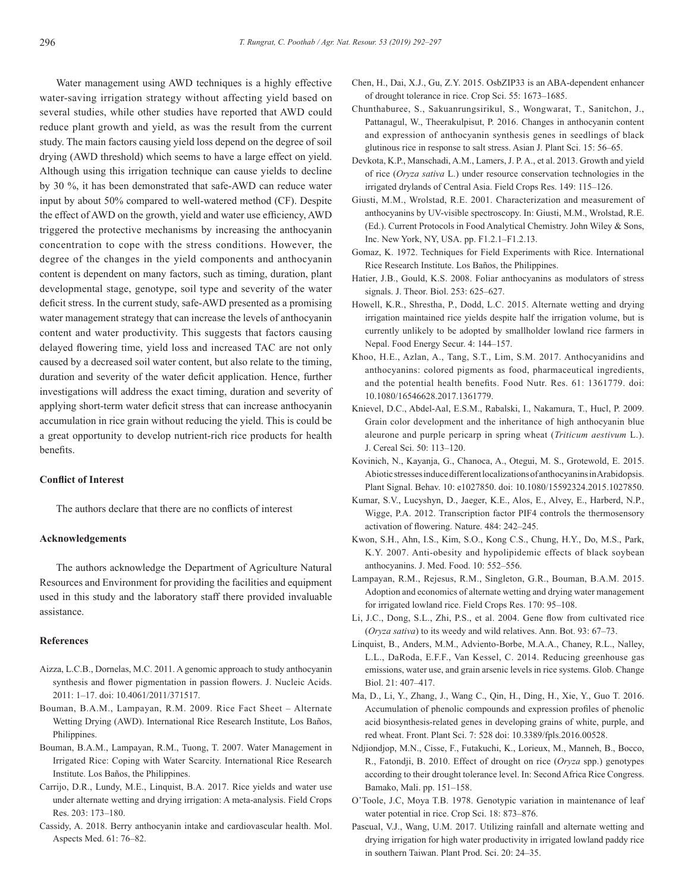Water management using AWD techniques is a highly effective water-saving irrigation strategy without affecting yield based on several studies, while other studies have reported that AWD could reduce plant growth and yield, as was the result from the current study. The main factors causing yield loss depend on the degree of soil drying (AWD threshold) which seems to have a large effect on yield. Although using this irrigation technique can cause yields to decline by 30 %, it has been demonstrated that safe-AWD can reduce water input by about 50% compared to well-watered method (CF). Despite the effect of AWD on the growth, yield and water use efficiency, AWD triggered the protective mechanisms by increasing the anthocyanin concentration to cope with the stress conditions. However, the degree of the changes in the yield components and anthocyanin content is dependent on many factors, such as timing, duration, plant developmental stage, genotype, soil type and severity of the water deficit stress. In the current study, safe-AWD presented as a promising water management strategy that can increase the levels of anthocyanin content and water productivity. This suggests that factors causing delayed flowering time, yield loss and increased TAC are not only caused by a decreased soil water content, but also relate to the timing, duration and severity of the water deficit application. Hence, further investigations will address the exact timing, duration and severity of applying short-term water deficit stress that can increase anthocyanin accumulation in rice grain without reducing the yield. This is could be a great opportunity to develop nutrient-rich rice products for health benefits.

### Conflict of Interest

The authors declare that there are no conflicts of interest

### Acknowledgements

The authors acknowledge the Department of Agriculture Natural Resources and Environment for providing the facilities and equipment used in this study and the laboratory staff there provided invaluable assistance.

### References

Aizza, L.C.B., Dornelas, M.C. 2011. A genomic approach to study anthocyanin synthesis and flower pigmentation in passion flowers. J. Nucleic Acids. 2011: 1–17. doi: 10.4061/2011/371517.

Bouman, B.A.M., Lampayan, R.M. 2009. Rice Fact Sheet – Alternate Wetting Drying (AWD). International Rice Research Institute, Los Baños, Philippines.

Bouman, B.A.M., Lampayan, R.M., Tuong, T. 2007. Water Management in Irrigated Rice: Coping with Water Scarcity. International Rice Research Institute. Los Baños, the Philippines.

Carrijo, D.R., Lundy, M.E., Linquist, B.A. 2017. Rice yields and water use under alternate wetting and drying irrigation: A meta-analysis. Field Crops Res. 203: 173–180.

Cassidy, A. 2018. Berry anthocyanin intake and cardiovascular health. Mol. Aspects Med. 61: 76–82.

Chen, H., Dai, X.J., Gu, Z.Y. 2015. OsbZIP33 is an ABA-dependent enhancer of drought tolerance in rice. Crop Sci. 55: 1673–1685.

Chunthaburee, S., Sakuanrungsirikul, S., Wongwarat, T., Sanitchon, J., Pattanagul, W., Theerakulpisut, P. 2016. Changes in anthocyanin content and expression of anthocyanin synthesis genes in seedlings of black glutinous rice in response to salt stress. Asian J. Plant Sci. 15: 56–65.

Devkota, K.P., Manschadi, A.M., Lamers, J. P. A., et al. 2013. Growth and yield of rice (*Oryza sativa* L.) under resource conservation technologies in the irrigated drylands of Central Asia. Field Crops Res. 149: 115–126.

Giusti, M.M., Wrolstad, R.E. 2001. Characterization and measurement of anthocyanins by UV-visible spectroscopy. In: Giusti, M.M., Wrolstad, R.E. (Ed.). Current Protocols in Food Analytical Chemistry. John Wiley & Sons, Inc. New York, NY, USA. pp. F1.2.1–F1.2.13.

Gomaz, K. 1972. Techniques for Field Experiments with Rice. International Rice Research Institute. Los Baños, the Philippines.

Hatier, J.B., Gould, K.S. 2008. Foliar anthocyanins as modulators of stress signals. J. Theor. Biol. 253: 625–627.

Howell, K.R., Shrestha, P., Dodd, L.C. 2015. Alternate wetting and drying irrigation maintained rice yields despite half the irrigation volume, but is currently unlikely to be adopted by smallholder lowland rice farmers in Nepal. Food Energy Secur. 4: 144–157.

Khoo, H.E., Azlan, A., Tang, S.T., Lim, S.M. 2017. Anthocyanidins and anthocyanins: colored pigments as food, pharmaceutical ingredients, and the potential health benefits. Food Nutr. Res. 61: 1361779. doi: 10.1080/16546628.2017.1361779.

Knievel, D.C., Abdel-Aal, E.S.M., Rabalski, I., Nakamura, T., Hucl, P. 2009. Grain color development and the inheritance of high anthocyanin blue aleurone and purple pericarp in spring wheat (*Triticum aestivum* L.). J. Cereal Sci. 50: 113–120.

Kovinich, N., Kayanja, G., Chanoca, A., Otegui, M. S., Grotewold, E. 2015. Abiotic stresses induce different localizations of anthocyanins in Arabidopsis. Plant Signal. Behav. 10: e1027850. doi: 10.1080/15592324.2015.1027850.

Kumar, S.V., Lucyshyn, D., Jaeger, K.E., Alos, E., Alvey, E., Harberd, N.P., Wigge, P.A. 2012. Transcription factor PIF4 controls the thermosensory activation of flowering. Nature. 484: 242–245.

Kwon, S.H., Ahn, I.S., Kim, S.O., Kong C.S., Chung, H.Y., Do, M.S., Park, K.Y. 2007. Anti-obesity and hypolipidemic effects of black soybean anthocyanins. J. Med. Food. 10: 552–556.

Lampayan, R.M., Rejesus, R.M., Singleton, G.R., Bouman, B.A.M. 2015. Adoption and economics of alternate wetting and drying water management for irrigated lowland rice. Field Crops Res. 170: 95–108.

Li, J.C., Dong, S.L., Zhi, P.S., et al. 2004. Gene flow from cultivated rice (*Oryza sativa*) to its weedy and wild relatives. Ann. Bot. 93: 67–73.

Linquist, B., Anders, M.M., Adviento-Borbe, M.A.A., Chaney, R.L., Nalley, L.L., DaRoda, E.F.F., Van Kessel, C. 2014. Reducing greenhouse gas emissions, water use, and grain arsenic levels in rice systems. Glob. Change Biol. 21: 407–417.

Ma, D., Li, Y., Zhang, J., Wang C., Qin, H., Ding, H., Xie, Y., Guo T. 2016. Accumulation of phenolic compounds and expression profiles of phenolic acid biosynthesis-related genes in developing grains of white, purple, and red wheat. Front. Plant Sci. 7: 528 doi: 10.3389/fpls.2016.00528.

Ndjiondjop, M.N., Cisse, F., Futakuchi, K., Lorieux, M., Manneh, B., Bocco, R., Fatondji, B. 2010. Effect of drought on rice (*Oryza* spp.) genotypes according to their drought tolerance level. In: Second Africa Rice Congress. Bamako, Mali. pp. 151–158.

O'Toole, J.C, Moya T.B. 1978. Genotypic variation in maintenance of leaf water potential in rice. Crop Sci. 18: 873–876.

Pascual, V.J., Wang, U.M. 2017. Utilizing rainfall and alternate wetting and drying irrigation for high water productivity in irrigated lowland paddy rice in southern Taiwan. Plant Prod. Sci. 20: 24–35.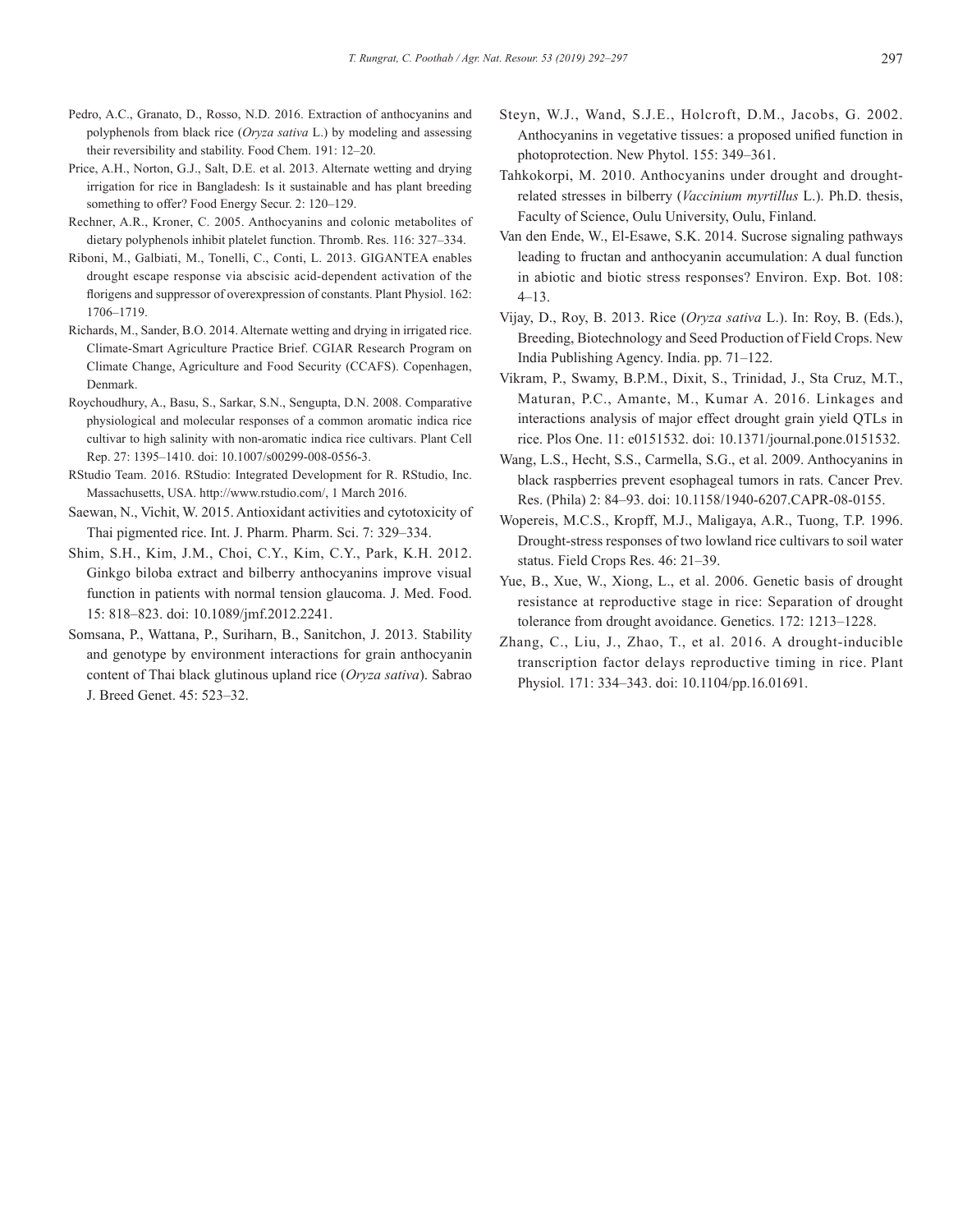Pedro, A.C., Granato, D., Rosso, N.D. 2016. Extraction of anthocyanins and polyphenols from black rice (*Oryza sativa* L.) by modeling and assessing their reversibility and stability. Food Chem. 191: 12–20.

Price, A.H., Norton, G.J., Salt, D.E. et al. 2013. Alternate wetting and drying irrigation for rice in Bangladesh: Is it sustainable and has plant breeding something to offer? Food Energy Secur. 2: 120–129.

Rechner, A.R., Kroner, C. 2005. Anthocyanins and colonic metabolites of dietary polyphenols inhibit platelet function. Thromb. Res. 116: 327–334.

Riboni, M., Galbiati, M., Tonelli, C., Conti, L. 2013. GIGANTEA enables drought escape response via abscisic acid-dependent activation of the florigens and suppressor of overexpression of constants. Plant Physiol. 162: 1706–1719.

Richards, M., Sander, B.O. 2014. Alternate wetting and drying in irrigated rice. Climate-Smart Agriculture Practice Brief. CGIAR Research Program on Climate Change, Agriculture and Food Security (CCAFS). Copenhagen, Denmark.

Roychoudhury, A., Basu, S., Sarkar, S.N., Sengupta, D.N. 2008. Comparative physiological and molecular responses of a common aromatic indica rice cultivar to high salinity with non-aromatic indica rice cultivars. Plant Cell Rep. 27: 1395–1410. doi: 10.1007/s00299-008-0556-3.

RStudio Team. 2016. RStudio: Integrated Development for R. RStudio, Inc. Massachusetts, USA. http://www.rstudio.com/, 1 March 2016.

Saewan, N., Vichit, W. 2015. Antioxidant activities and cytotoxicity of Thai pigmented rice. Int. J. Pharm. Pharm. Sci. 7: 329–334.

Shim, S.H., Kim, J.M., Choi, C.Y., Kim, C.Y., Park, K.H. 2012. Ginkgo biloba extract and bilberry anthocyanins improve visual function in patients with normal tension glaucoma. J. Med. Food. 15: 818–823. doi: 10.1089/jmf.2012.2241.

Somsana, P., Wattana, P., Suriharn, B., Sanitchon, J. 2013. Stability and genotype by environment interactions for grain anthocyanin content of Thai black glutinous upland rice (*Oryza sativa*). Sabrao J. Breed Genet. 45: 523–32.

Steyn, W.J., Wand, S.J.E., Holcroft, D.M., Jacobs, G. 2002. Anthocyanins in vegetative tissues: a proposed unified function in photoprotection. New Phytol. 155: 349–361.

Tahkokorpi, M. 2010. Anthocyanins under drought and drought-related stresses in bilberry (*Vaccinium myrtillus* L.). Ph.D. thesis, Faculty of Science, Oulu University, Oulu, Finland.

Van den Ende, W., El-Esawe, S.K. 2014. Sucrose signaling pathways leading to fructan and anthocyanin accumulation: A dual function in abiotic and biotic stress responses? Environ. Exp. Bot. 108: 4–13.

Vijay, D., Roy, B. 2013. Rice (*Oryza sativa* L.). In: Roy, B. (Eds.), Breeding, Biotechnology and Seed Production of Field Crops. New India Publishing Agency. India. pp. 71–122.

Vikram, P., Swamy, B.P.M., Dixit, S., Trinidad, J., Sta Cruz, M.T., Maturan, P.C., Amante, M., Kumar A. 2016. Linkages and interactions analysis of major effect drought grain yield QTLs in rice. Plos One. 11: e0151532. doi: 10.1371/journal.pone.0151532.

Wang, L.S., Hecht, S.S., Carmella, S.G., et al. 2009. Anthocyanins in black raspberries prevent esophageal tumors in rats. Cancer Prev. Res. (Phila) 2: 84–93. doi: 10.1158/1940-6207.CAPR-08-0155.

Wopereis, M.C.S., Kropff, M.J., Maligaya, A.R., Tuong, T.P. 1996. Drought-stress responses of two lowland rice cultivars to soil water status. Field Crops Res. 46: 21–39.

Yue, B., Xue, W., Xiong, L., et al. 2006. Genetic basis of drought resistance at reproductive stage in rice: Separation of drought tolerance from drought avoidance. Genetics. 172: 1213–1228.

Zhang, C., Liu, J., Zhao, T., et al. 2016. A drought-inducible transcription factor delays reproductive timing in rice. Plant Physiol. 171: 334–343. doi: 10.1104/pp.16.01691.